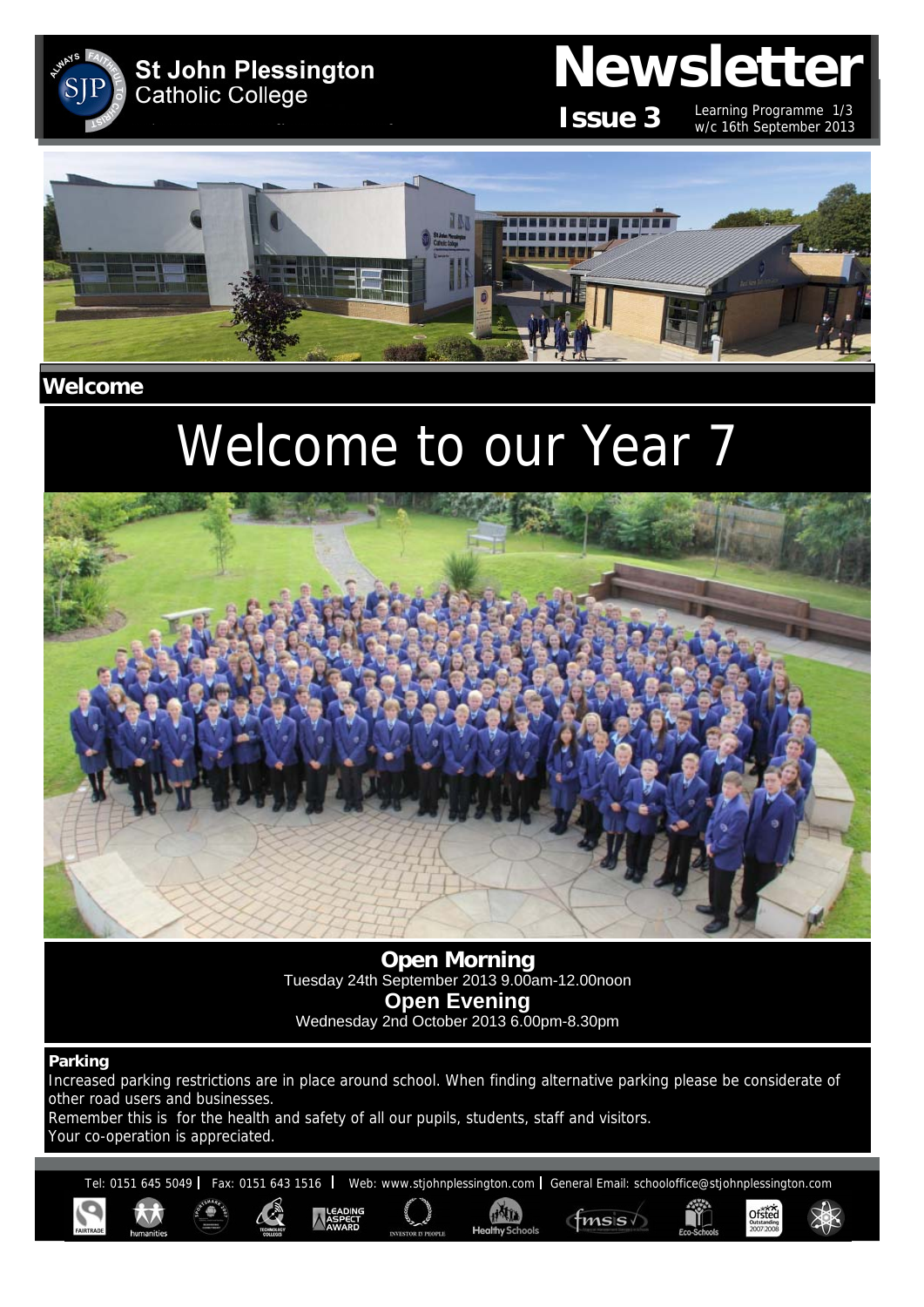# St John Plessington Catholic College

# Newsletter

**Issue 3** Learning Programme 1/3 w/c 16th September 2013

## Welcome

# Welcome to our Year 7

**Open Morning**
Tuesday 24th September 2013 9.00am-12.00noon

**Open Evening**
Wednesday 2nd October 2013 6.00pm-8.30pm

### Parking

Increased parking restrictions are in place around school. When finding alternative parking please be considerate of other road users and businesses.

Remember this is for the health and safety of all our pupils, students, staff and visitors.

Your co-operation is appreciated.

Tel: 0151 645 5049 | Fax: 0151 643 1516 | Web: www.stjohnplessington.com | General Email: schooloffice@stjohnplessington.com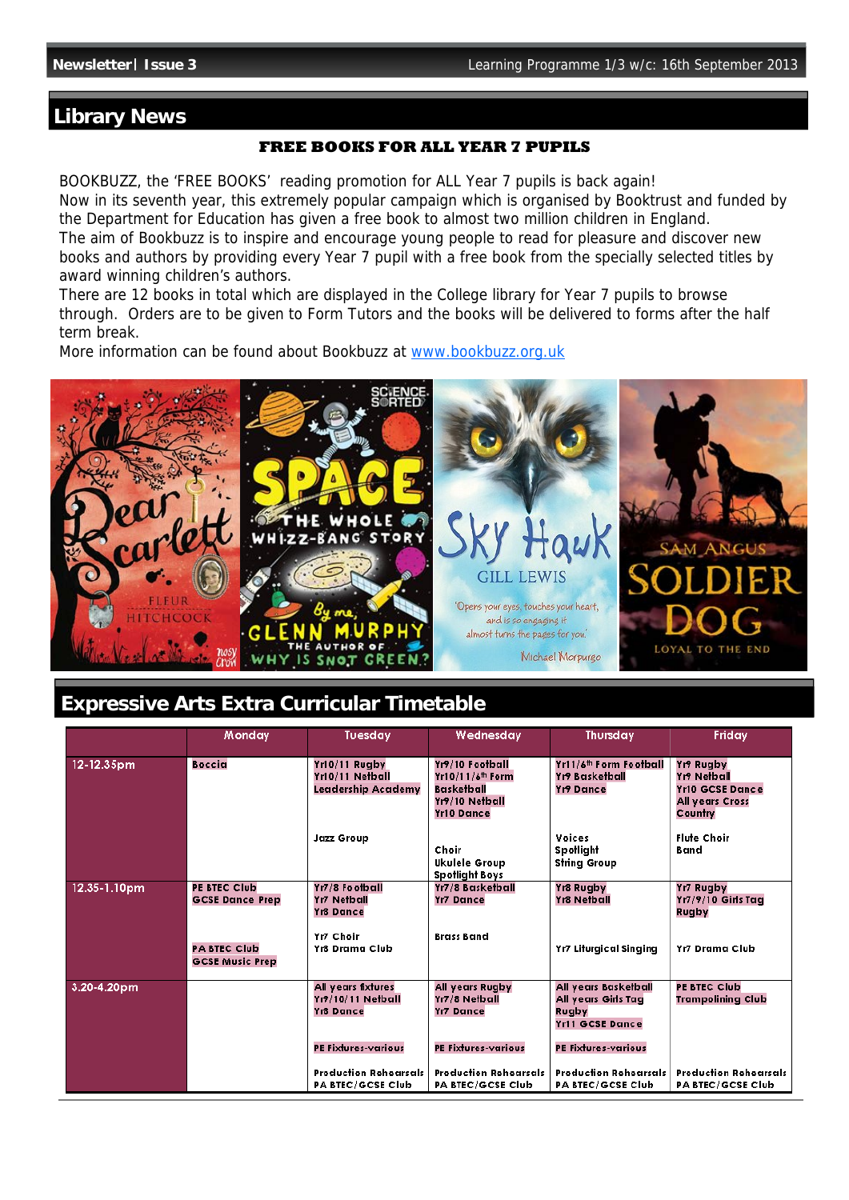# Library News

## FREE BOOKS FOR ALL YEAR 7 PUPILS

BOOKBUZZ, the 'FREE BOOKS' reading promotion for ALL Year 7 pupils is back again!
Now in its seventh year, this extremely popular campaign which is organised by Booktrust and funded by the Department for Education has given a free book to almost two million children in England.
The aim of Bookbuzz is to inspire and encourage young people to read for pleasure and discover new books and authors by providing every Year 7 pupil with a free book from the specially selected titles by award winning children's authors.
There are 12 books in total which are displayed in the College library for Year 7 pupils to browse through. Orders are to be given to Form Tutors and the books will be delivered to forms after the half term break.
More information can be found about Bookbuzz at www.bookbuzz.org.uk

# Expressive Arts Extra Curricular Timetable

| | Monday | Tuesday | Wednesday | Thursday | Friday |
|---|---|---|---|---|---|
| 12-12.35pm | Boccia | Yr10/11 Rugby<br>Yr10/11 Netball<br>Leadership Academy<br><br>Jazz Group | Yr9/10 Football<br>Yr10/11/6th Form Basketball<br>Yr9/10 Netball<br>Yr10 Dance<br><br>Choir<br>Ukulele Group<br>Spotlight Boys | Yr11/6th Form Football<br>Yr9 Basketball<br>Yr9 Dance<br><br>Voices<br>Spotlight<br>String Group | Yr9 Rugby<br>Yr9 Netball<br>Yr10 GCSE Dance<br>All years Cross Country<br><br>Flute Choir<br>Band |
| 12.35-1.10pm | PE BTEC Club<br>GCSE Dance Prep<br><br>PA BTEC Club<br>GCSE Music Prep | Yr7/8 Football<br>Yr7 Netball<br>Yr8 Dance<br><br>Yr7 Choir<br>Yr8 Drama Club | Yr7/8 Basketball<br>Yr7 Dance<br><br>Brass Band | Yr8 Rugby<br>Yr8 Netball<br><br>Yr7 Liturgical Singing | Yr7 Rugby<br>Yr7/9/10 Girls Tag Rugby<br><br>Yr7 Drama Club |
| 3.20-4.20pm | | All years fixtures<br>Yr9/10/11 Netball<br>Yr8 Dance<br><br>PE Fixtures-various<br><br>Production Rehearsals<br>PA BTEC/GCSE Club | All years Rugby<br>Yr7/8 Netball<br>Yr7 Dance<br><br>PE Fixtures-various<br><br>Production Rehearsals<br>PA BTEC/GCSE Club | All years Basketball<br>All years Girls Tag Rugby<br>Yr11 GCSE Dance<br><br>PE Fixtures-various<br><br>Production Rehearsals<br>PA BTEC/GCSE Club | PE BTEC Club<br>Trampolining Club<br><br>Production Rehearsals<br>PA BTEC/GCSE Club |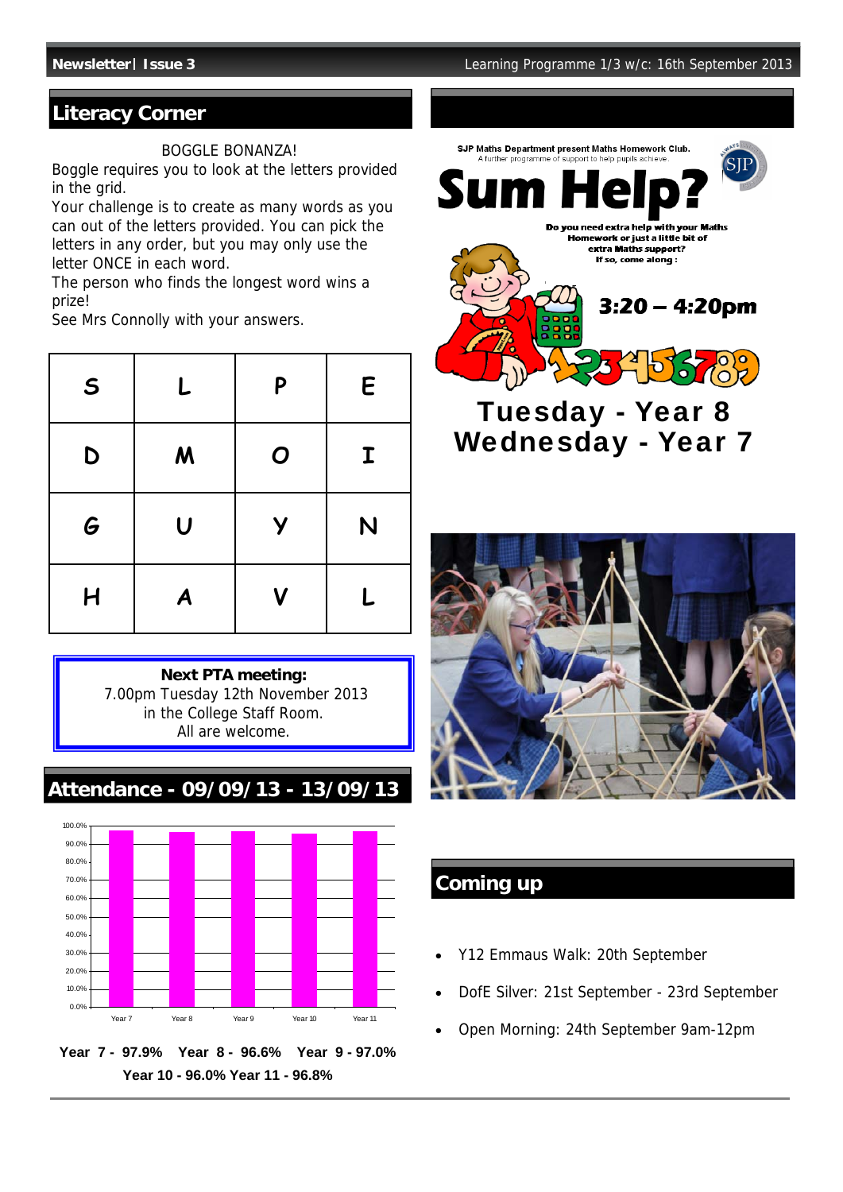## Literacy Corner

BOGGLE BONANZA!

Boggle requires you to look at the letters provided in the grid.

Your challenge is to create as many words as you can out of the letters provided. You can pick the letters in any order, but you may only use the letter ONCE in each word.

The person who finds the longest word wins a prize!

See Mrs Connolly with your answers.

| S | L | P | E |
|---|---|---|---|
| D | M | O | I |
| G | U | Y | N |
| H | A | V | L |

**Next PTA meeting:**
7.00pm Tuesday 12th November 2013
in the College Staff Room.
All are welcome.

## Attendance - 09/09/13 - 13/09/13

**Year 7 - 97.9% Year 8 - 96.6% Year 9 - 97.0%**
**Year 10 - 96.0% Year 11 - 96.8%**

SJP Maths Department present Maths Homework Club.
A further programme of support to help pupils achieve.

# Sum Help?

Do you need extra help with your Maths Homework or just a little bit of extra Maths support?
If so, come along :

**3:20 – 4:20pm**

**Tuesday - Year 8**
**Wednesday - Year 7**

## Coming up

- Y12 Emmaus Walk: 20th September
- DofE Silver: 21st September - 23rd September
- Open Morning: 24th September 9am-12pm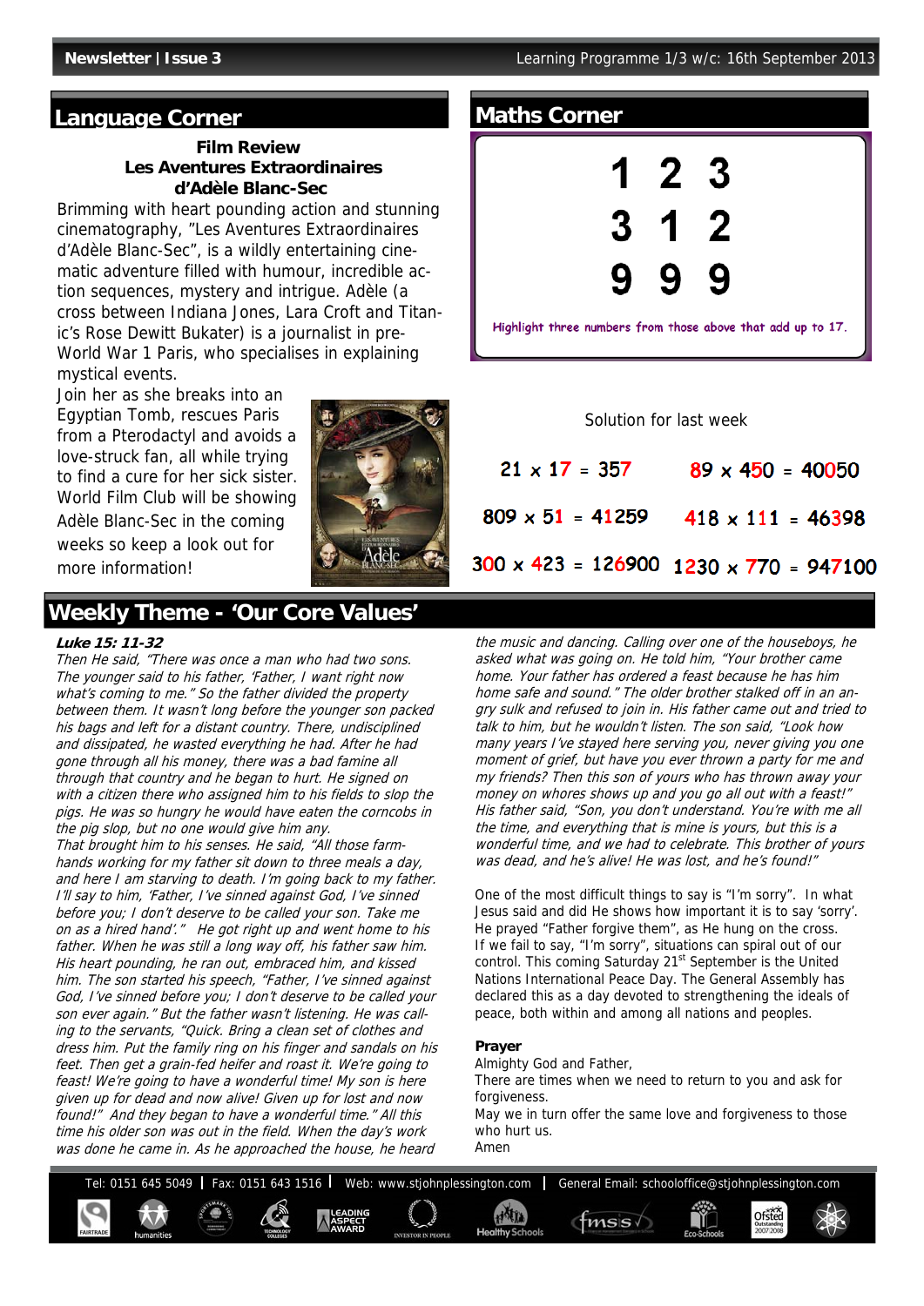## Language Corner

**Film Review**
**Les Aventures Extraordinaires d'Adèle Blanc-Sec**

Brimming with heart pounding action and stunning cinematography, "Les Aventures Extraordinaires d'Adèle Blanc-Sec", is a wildly entertaining cinematic adventure filled with humour, incredible action sequences, mystery and intrigue. Adèle (a cross between Indiana Jones, Lara Croft and Titanic's Rose Dewitt Bukater) is a journalist in pre-World War 1 Paris, who specialises in explaining mystical events.

Join her as she breaks into an Egyptian Tomb, rescues Paris from a Pterodactyl and avoids a love-struck fan, all while trying to find a cure for her sick sister. World Film Club will be showing Adèle Blanc-Sec in the coming weeks so keep a look out for more information!

## Maths Corner

| | | |
|---|---|---|
| 1 | 2 | 3 |
| 3 | 1 | 2 |
| 9 | 9 | 9 |

Highlight three numbers from those above that add up to 17.

Solution for last week

$21 \times 17 = 357$ $\quad$ $89 \times 450 = 40050$

$809 \times 51 = 41259$ $\quad$ $418 \times 111 = 46398$

$300 \times 423 = 126900$ $\quad$ $1230 \times 770 = 947100$

## Weekly Theme - 'Our Core Values'

***Luke 15: 11-32***

*Then He said, "There was once a man who had two sons. The younger said to his father, 'Father, I want right now what's coming to me.' So the father divided the property between them. It wasn't long before the younger son packed his bags and left for a distant country. There, undisciplined and dissipated, he wasted everything he had. After he had gone through all his money, there was a bad famine all through that country and he began to hurt. He signed on with a citizen there who assigned him to his fields to slop the pigs. He was so hungry he would have eaten the corncobs in the pig slop, but no one would give him any.*

*That brought him to his senses. He said, "All those farm-hands working for my father sit down to three meals a day, and here I am starving to death. I'm going back to my father. I'll say to him, 'Father, I've sinned against God, I've sinned before you; I don't deserve to be called your son. Take me on as a hired hand'." He got right up and went home to his father. When he was still a long way off, his father saw him. His heart pounding, he ran out, embraced him, and kissed him. The son started his speech, "Father, I've sinned against God, I've sinned before you; I don't deserve to be called your son ever again." But the father wasn't listening. He was calling to the servants, "Quick. Bring a clean set of clothes and dress him. Put the family ring on his finger and sandals on his feet. Then get a grain-fed heifer and roast it. We're going to feast! We're going to have a wonderful time! My son is here given up for dead and now alive! Given up for lost and now found!" And they began to have a wonderful time." All this time his older son was out in the field. When the day's work was done he came in. As he approached the house, he heard the music and dancing. Calling over one of the houseboys, he asked what was going on. He told him, "Your brother came home. Your father has ordered a feast because he has him home safe and sound." The older brother stalked off in an angry sulk and refused to join in. His father came out and tried to talk to him, but he wouldn't listen. The son said, "Look how many years I've stayed here serving you, never giving you one moment of grief, but have you ever thrown a party for me and my friends? Then this son of yours who has thrown away your money on whores shows up and you go all out with a feast!" His father said, "Son, you don't understand. You're with me all the time, and everything that is mine is yours, but this is a wonderful time, and we had to celebrate. This brother of yours was dead, and he's alive! He was lost, and he's found!"*

One of the most difficult things to say is "I'm sorry". In what Jesus said and did He shows how important it is to say 'sorry'. He prayed "Father forgive them", as He hung on the cross. If we fail to say, "I'm sorry", situations can spiral out of our control. This coming Saturday 21st September is the United Nations International Peace Day. The General Assembly has declared this as a day devoted to strengthening the ideals of peace, both within and among all nations and peoples.

**Prayer**

Almighty God and Father,
There are times when we need to return to you and ask for forgiveness.
May we in turn offer the same love and forgiveness to those who hurt us.
Amen